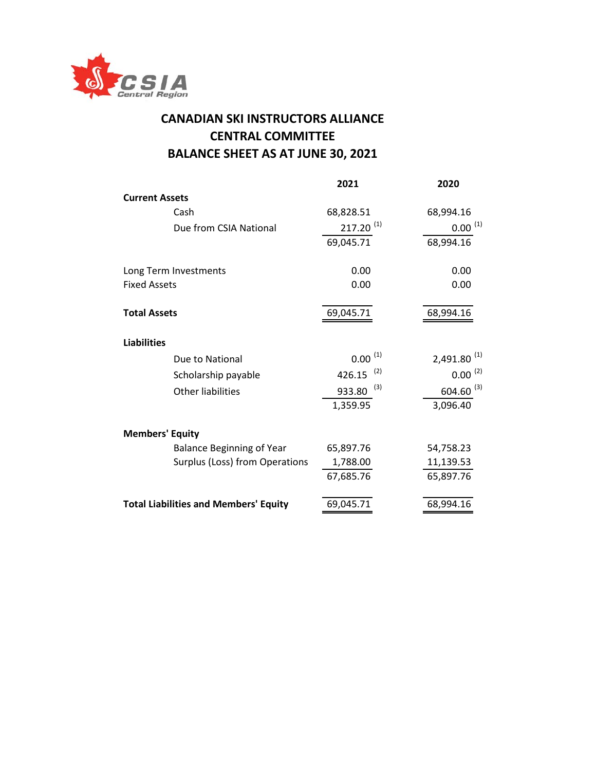CSIA Central Region

# CANADIAN SKI INSTRUCTORS ALLIANCE
# CENTRAL COMMITTEE
# BALANCE SHEET AS AT JUNE 30, 2021

| | 2021 | 2020 |
|---|---|---|
| **Current Assets** | | |
| Cash | 68,828.51 | 68,994.16 |
| Due from CSIA National | 217.20 [(1)] | 0.00 [(1)] |
| | 69,045.71 | 68,994.16 |
| | | |
| Long Term Investments | 0.00 | 0.00 |
| Fixed Assets | 0.00 | 0.00 |
| | | |
| **Total Assets** | 69,045.71 | 68,994.16 |
| | | |
| **Liabilities** | | |
| Due to National | 0.00 [(1)] | 2,491.80 [(1)] |
| Scholarship payable | 426.15 [(2)] | 0.00 [(2)] |
| Other liabilities | 933.80 [(3)] | 604.60 [(3)] |
| | 1,359.95 | 3,096.40 |
| | | |
| **Members' Equity** | | |
| Balance Beginning of Year | 65,897.76 | 54,758.23 |
| Surplus (Loss) from Operations | 1,788.00 | 11,139.53 |
| | 67,685.76 | 65,897.76 |
| | | |
| **Total Liabilities and Members' Equity** | 69,045.71 | 68,994.16 |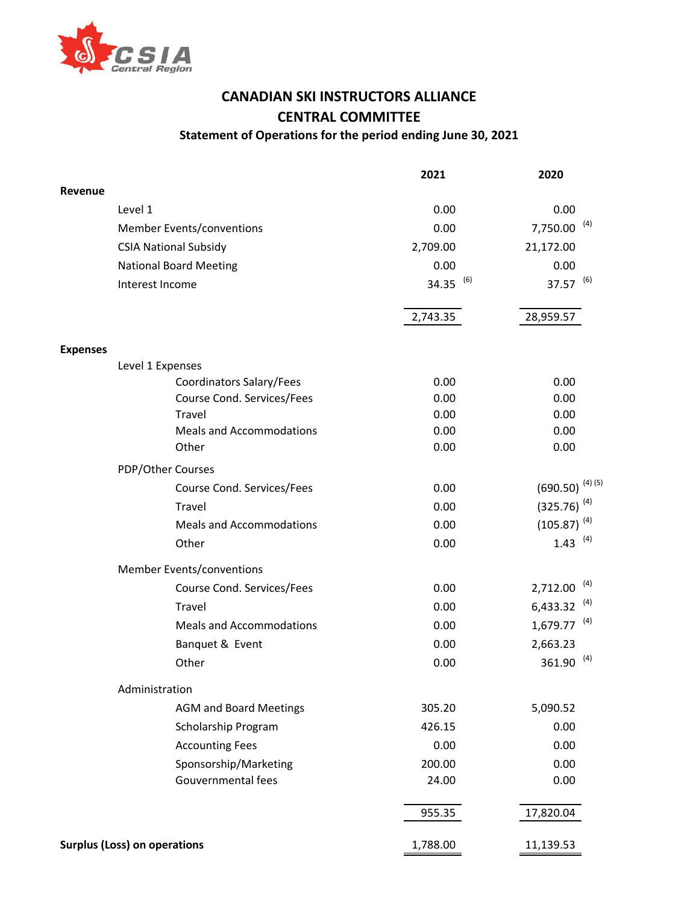CSIA Central Region

# CANADIAN SKI INSTRUCTORS ALLIANCE

## CENTRAL COMMITTEE

### Statement of Operations for the period ending June 30, 2021

| | 2021 | 2020 |
|---|---|---|
| **Revenue** | | |
| Level 1 | 0.00 | 0.00 |
| Member Events/conventions | 0.00 | 7,750.00 (4) |
| CSIA National Subsidy | 2,709.00 | 21,172.00 |
| National Board Meeting | 0.00 | 0.00 |
| Interest Income | 34.35 (6) | 37.57 (6) |
| | 2,743.35 | 28,959.57 |
| **Expenses** | | |
| Level 1 Expenses | | |
| Coordinators Salary/Fees | 0.00 | 0.00 |
| Course Cond. Services/Fees | 0.00 | 0.00 |
| Travel | 0.00 | 0.00 |
| Meals and Accommodations | 0.00 | 0.00 |
| Other | 0.00 | 0.00 |
| PDP/Other Courses | | |
| Course Cond. Services/Fees | 0.00 | (690.50) (4) (5) |
| Travel | 0.00 | (325.76) (4) |
| Meals and Accommodations | 0.00 | (105.87) (4) |
| Other | 0.00 | 1.43 (4) |
| Member Events/conventions | | |
| Course Cond. Services/Fees | 0.00 | 2,712.00 (4) |
| Travel | 0.00 | 6,433.32 (4) |
| Meals and Accommodations | 0.00 | 1,679.77 (4) |
| Banquet & Event | 0.00 | 2,663.23 |
| Other | 0.00 | 361.90 (4) |
| Administration | | |
| AGM and Board Meetings | 305.20 | 5,090.52 |
| Scholarship Program | 426.15 | 0.00 |
| Accounting Fees | 0.00 | 0.00 |
| Sponsorship/Marketing | 200.00 | 0.00 |
| Gouvernmental fees | 24.00 | 0.00 |
| | 955.35 | 17,820.04 |
| **Surplus (Loss) on operations** | 1,788.00 | 11,139.53 |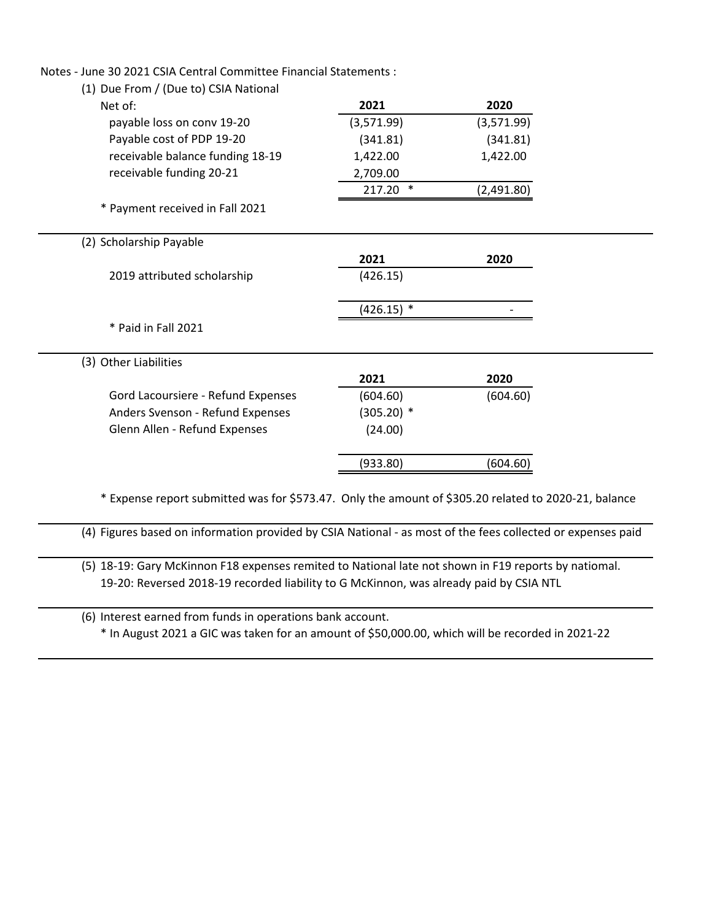Notes - June 30 2021 CSIA Central Committee Financial Statements :

(1) Due From / (Due to) CSIA National

| Net of: | 2021 | 2020 |
|---|---|---|
| payable loss on conv 19-20 | (3,571.99) | (3,571.99) |
| Payable cost of PDP 19-20 | (341.81) | (341.81) |
| receivable balance funding 18-19 | 1,422.00 | 1,422.00 |
| receivable funding 20-21 | 2,709.00 | |
| | 217.20 * | (2,491.80) |

* Payment received in Fall 2021

(2) Scholarship Payable

| | 2021 | 2020 |
|---|---|---|
| 2019 attributed scholarship | (426.15) | |
| | (426.15) * | - |

* Paid in Fall 2021

(3) Other Liabilities

| | 2021 | 2020 |
|---|---|---|
| Gord Lacoursiere - Refund Expenses | (604.60) | (604.60) |
| Anders Svenson - Refund Expenses | (305.20) * | |
| Glenn Allen - Refund Expenses | (24.00) | |
| | (933.80) | (604.60) |

* Expense report submitted was for $573.47. Only the amount of $305.20 related to 2020-21, balance

(4) Figures based on information provided by CSIA National - as most of the fees collected or expenses paid

(5) 18-19: Gary McKinnon F18 expenses remited to National late not shown in F19 reports by natiomal.
19-20: Reversed 2018-19 recorded liability to G McKinnon, was already paid by CSIA NTL

(6) Interest earned from funds in operations bank account.
* In August 2021 a GIC was taken for an amount of $50,000.00, which will be recorded in 2021-22